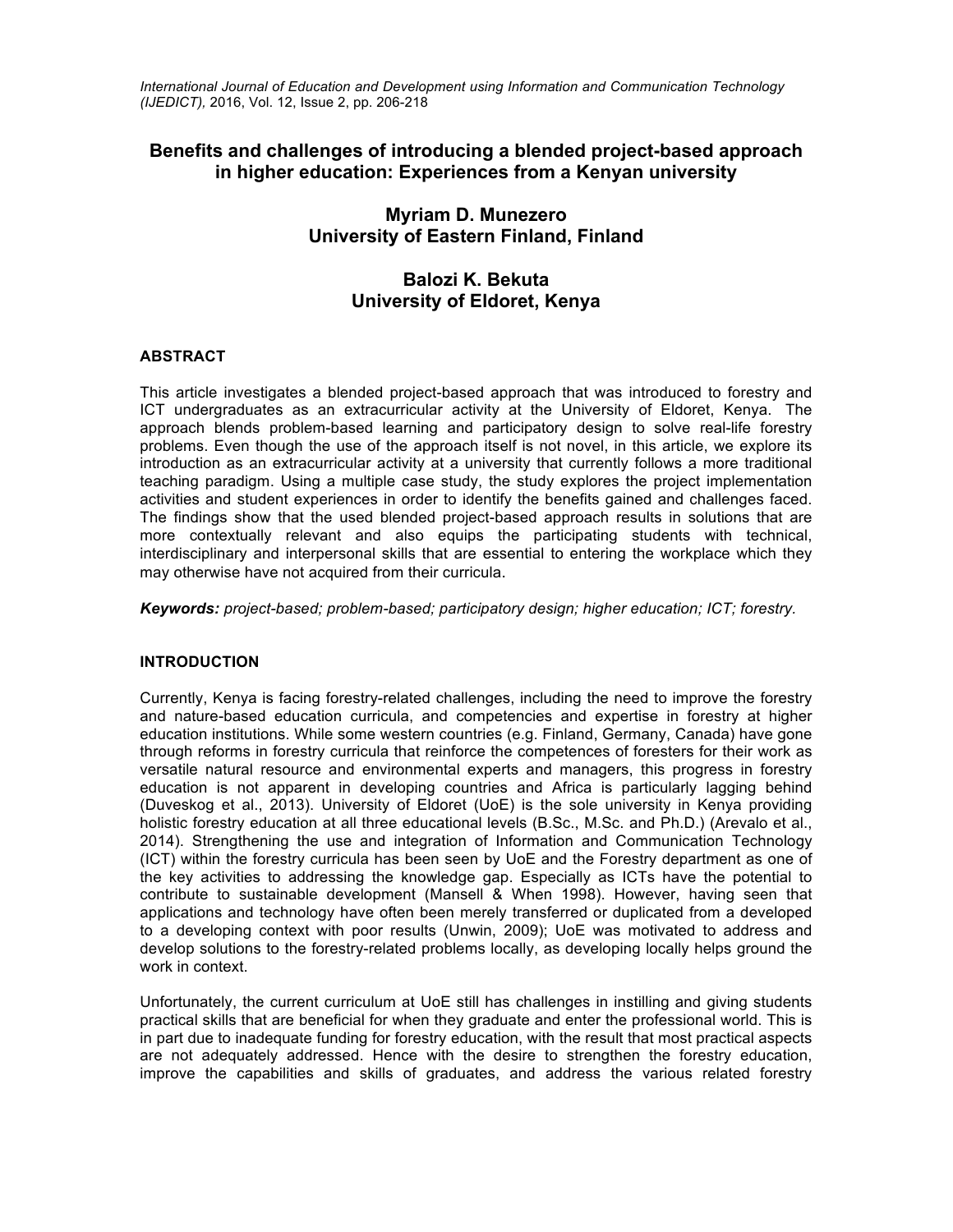# Benefits and challenges of introducing a blended project-based approach in higher education: Experiences from a Kenyan university

**Myriam D. Munezero**
**University of Eastern Finland, Finland**

**Balozi K. Bekuta**
**University of Eldoret, Kenya**

## ABSTRACT

This article investigates a blended project-based approach that was introduced to forestry and ICT undergraduates as an extracurricular activity at the University of Eldoret, Kenya. The approach blends problem-based learning and participatory design to solve real-life forestry problems. Even though the use of the approach itself is not novel, in this article, we explore its introduction as an extracurricular activity at a university that currently follows a more traditional teaching paradigm. Using a multiple case study, the study explores the project implementation activities and student experiences in order to identify the benefits gained and challenges faced. The findings show that the used blended project-based approach results in solutions that are more contextually relevant and also equips the participating students with technical, interdisciplinary and interpersonal skills that are essential to entering the workplace which they may otherwise have not acquired from their curricula.

***Keywords:*** *project-based; problem-based; participatory design; higher education; ICT; forestry.*

## INTRODUCTION

Currently, Kenya is facing forestry-related challenges, including the need to improve the forestry and nature-based education curricula, and competencies and expertise in forestry at higher education institutions. While some western countries (e.g. Finland, Germany, Canada) have gone through reforms in forestry curricula that reinforce the competences of foresters for their work as versatile natural resource and environmental experts and managers, this progress in forestry education is not apparent in developing countries and Africa is particularly lagging behind (Duveskog et al., 2013). University of Eldoret (UoE) is the sole university in Kenya providing holistic forestry education at all three educational levels (B.Sc., M.Sc. and Ph.D.) (Arevalo et al., 2014). Strengthening the use and integration of Information and Communication Technology (ICT) within the forestry curricula has been seen by UoE and the Forestry department as one of the key activities to addressing the knowledge gap. Especially as ICTs have the potential to contribute to sustainable development (Mansell & When 1998). However, having seen that applications and technology have often been merely transferred or duplicated from a developed to a developing context with poor results (Unwin, 2009); UoE was motivated to address and develop solutions to the forestry-related problems locally, as developing locally helps ground the work in context.

Unfortunately, the current curriculum at UoE still has challenges in instilling and giving students practical skills that are beneficial for when they graduate and enter the professional world. This is in part due to inadequate funding for forestry education, with the result that most practical aspects are not adequately addressed. Hence with the desire to strengthen the forestry education, improve the capabilities and skills of graduates, and address the various related forestry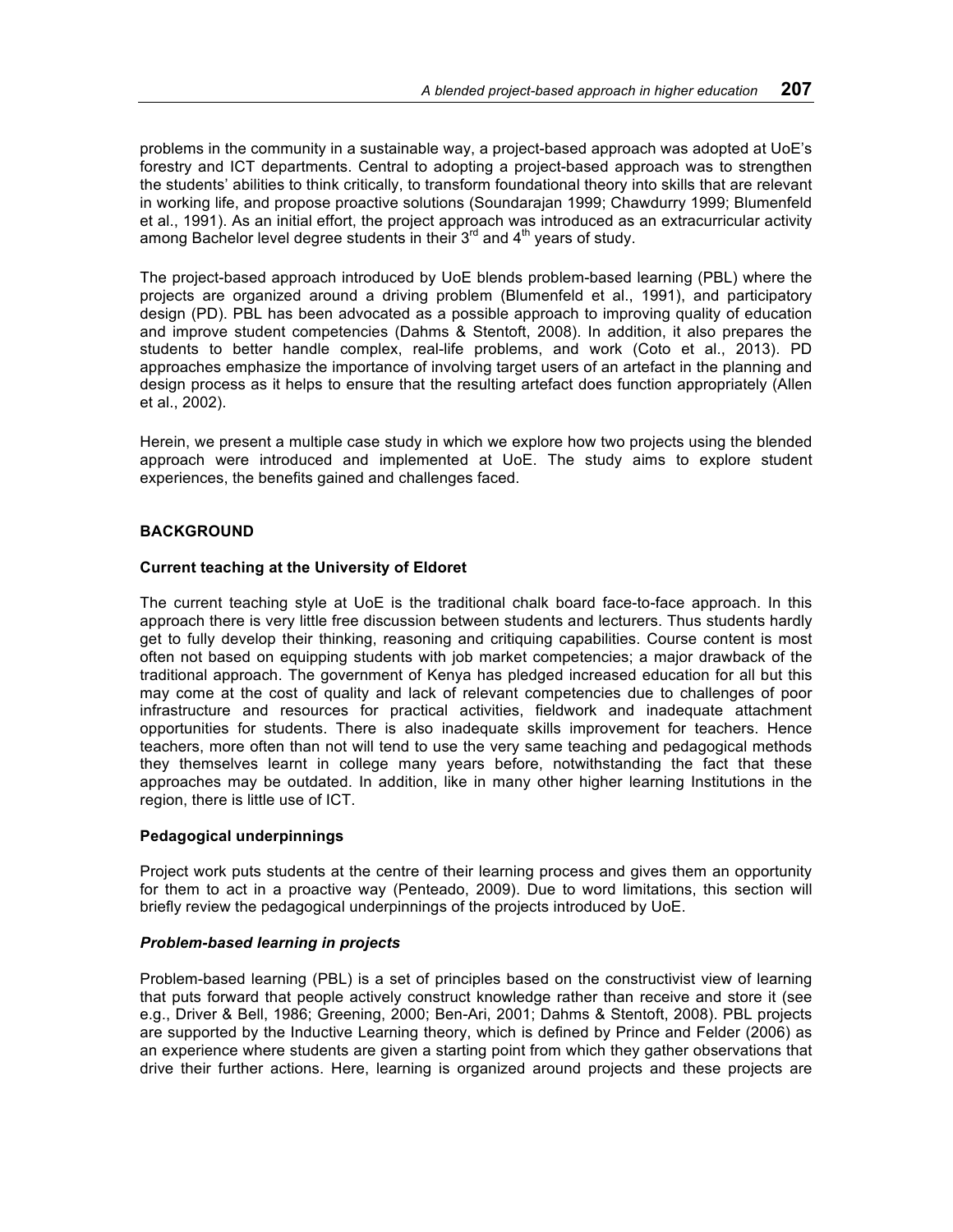problems in the community in a sustainable way, a project-based approach was adopted at UoE's forestry and ICT departments. Central to adopting a project-based approach was to strengthen the students' abilities to think critically, to transform foundational theory into skills that are relevant in working life, and propose proactive solutions (Soundarajan 1999; Chawdurry 1999; Blumenfeld et al., 1991). As an initial effort, the project approach was introduced as an extracurricular activity among Bachelor level degree students in their 3rd and 4th years of study.

The project-based approach introduced by UoE blends problem-based learning (PBL) where the projects are organized around a driving problem (Blumenfeld et al., 1991), and participatory design (PD). PBL has been advocated as a possible approach to improving quality of education and improve student competencies (Dahms & Stentoft, 2008). In addition, it also prepares the students to better handle complex, real-life problems, and work (Coto et al., 2013). PD approaches emphasize the importance of involving target users of an artefact in the planning and design process as it helps to ensure that the resulting artefact does function appropriately (Allen et al., 2002).

Herein, we present a multiple case study in which we explore how two projects using the blended approach were introduced and implemented at UoE. The study aims to explore student experiences, the benefits gained and challenges faced.

## BACKGROUND

### Current teaching at the University of Eldoret

The current teaching style at UoE is the traditional chalk board face-to-face approach. In this approach there is very little free discussion between students and lecturers. Thus students hardly get to fully develop their thinking, reasoning and critiquing capabilities. Course content is most often not based on equipping students with job market competencies; a major drawback of the traditional approach. The government of Kenya has pledged increased education for all but this may come at the cost of quality and lack of relevant competencies due to challenges of poor infrastructure and resources for practical activities, fieldwork and inadequate attachment opportunities for students. There is also inadequate skills improvement for teachers. Hence teachers, more often than not will tend to use the very same teaching and pedagogical methods they themselves learnt in college many years before, notwithstanding the fact that these approaches may be outdated. In addition, like in many other higher learning Institutions in the region, there is little use of ICT.

### Pedagogical underpinnings

Project work puts students at the centre of their learning process and gives them an opportunity for them to act in a proactive way (Penteado, 2009). Due to word limitations, this section will briefly review the pedagogical underpinnings of the projects introduced by UoE.

#### *Problem-based learning in projects*

Problem-based learning (PBL) is a set of principles based on the constructivist view of learning that puts forward that people actively construct knowledge rather than receive and store it (see e.g., Driver & Bell, 1986; Greening, 2000; Ben-Ari, 2001; Dahms & Stentoft, 2008). PBL projects are supported by the Inductive Learning theory, which is defined by Prince and Felder (2006) as an experience where students are given a starting point from which they gather observations that drive their further actions. Here, learning is organized around projects and these projects are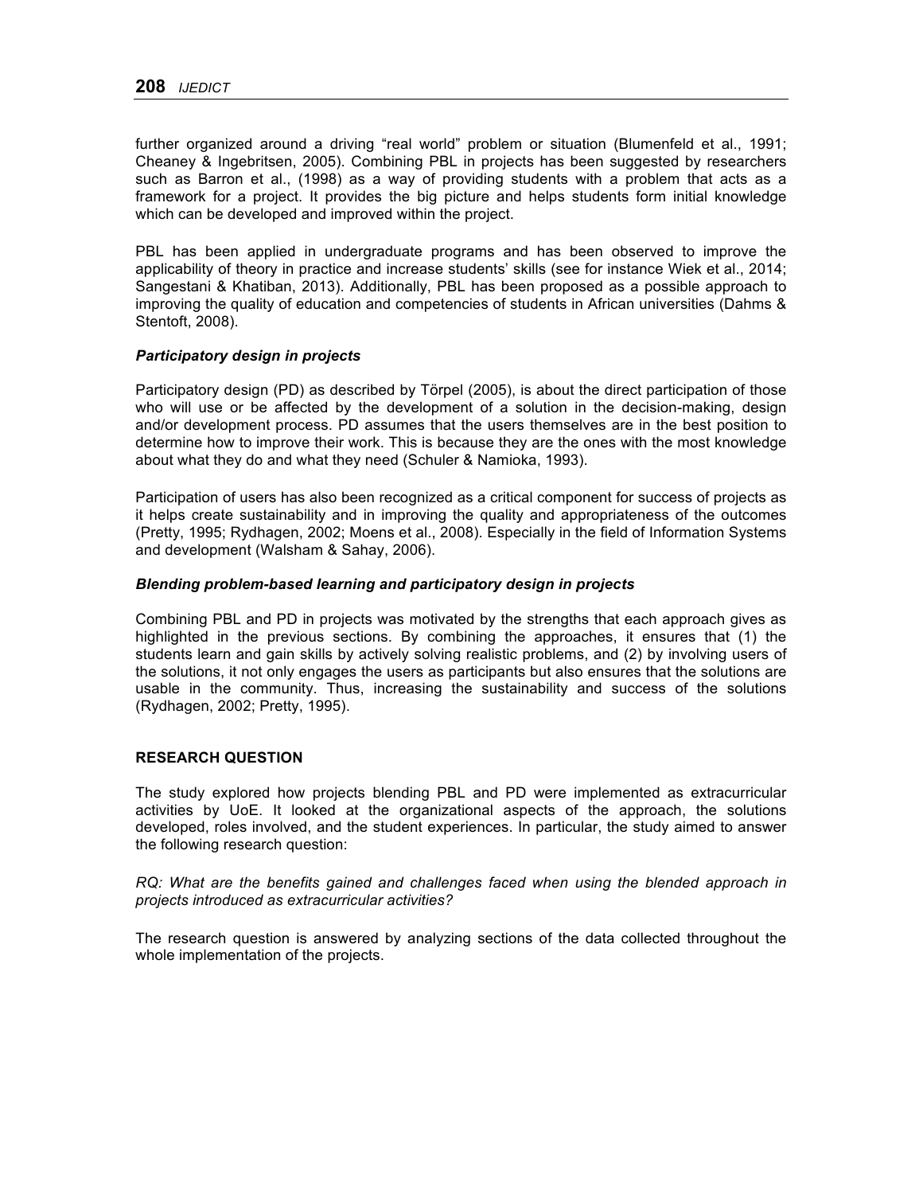further organized around a driving "real world" problem or situation (Blumenfeld et al., 1991; Cheaney & Ingebritsen, 2005). Combining PBL in projects has been suggested by researchers such as Barron et al., (1998) as a way of providing students with a problem that acts as a framework for a project. It provides the big picture and helps students form initial knowledge which can be developed and improved within the project.

PBL has been applied in undergraduate programs and has been observed to improve the applicability of theory in practice and increase students' skills (see for instance Wiek et al., 2014; Sangestani & Khatiban, 2013). Additionally, PBL has been proposed as a possible approach to improving the quality of education and competencies of students in African universities (Dahms & Stentoft, 2008).

### *Participatory design in projects*

Participatory design (PD) as described by Törpel (2005), is about the direct participation of those who will use or be affected by the development of a solution in the decision-making, design and/or development process. PD assumes that the users themselves are in the best position to determine how to improve their work. This is because they are the ones with the most knowledge about what they do and what they need (Schuler & Namioka, 1993).

Participation of users has also been recognized as a critical component for success of projects as it helps create sustainability and in improving the quality and appropriateness of the outcomes (Pretty, 1995; Rydhagen, 2002; Moens et al., 2008). Especially in the field of Information Systems and development (Walsham & Sahay, 2006).

### *Blending problem-based learning and participatory design in projects*

Combining PBL and PD in projects was motivated by the strengths that each approach gives as highlighted in the previous sections. By combining the approaches, it ensures that (1) the students learn and gain skills by actively solving realistic problems, and (2) by involving users of the solutions, it not only engages the users as participants but also ensures that the solutions are usable in the community. Thus, increasing the sustainability and success of the solutions (Rydhagen, 2002; Pretty, 1995).

## RESEARCH QUESTION

The study explored how projects blending PBL and PD were implemented as extracurricular activities by UoE. It looked at the organizational aspects of the approach, the solutions developed, roles involved, and the student experiences. In particular, the study aimed to answer the following research question:

*RQ: What are the benefits gained and challenges faced when using the blended approach in projects introduced as extracurricular activities?*

The research question is answered by analyzing sections of the data collected throughout the whole implementation of the projects.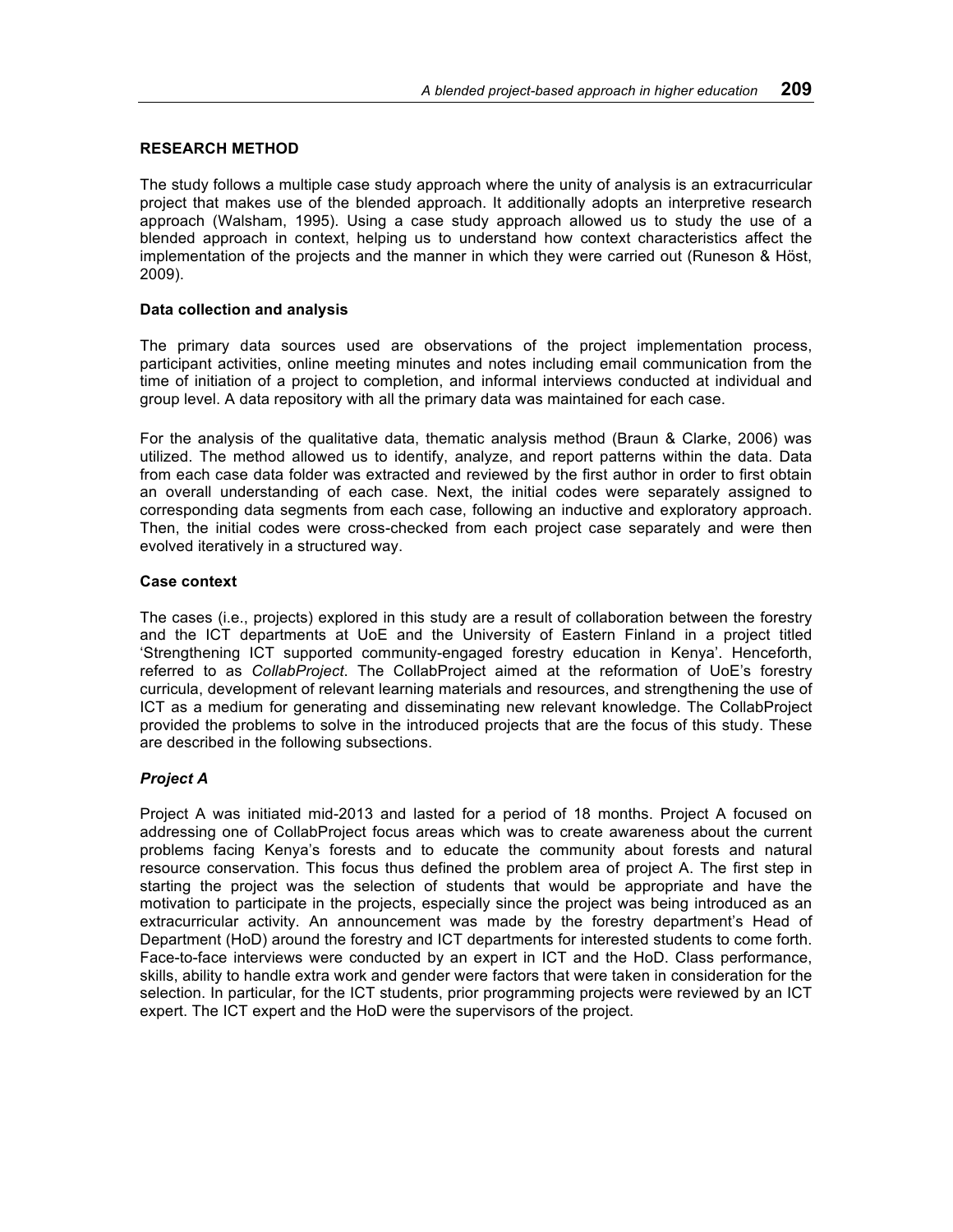## RESEARCH METHOD

The study follows a multiple case study approach where the unity of analysis is an extracurricular project that makes use of the blended approach. It additionally adopts an interpretive research approach (Walsham, 1995). Using a case study approach allowed us to study the use of a blended approach in context, helping us to understand how context characteristics affect the implementation of the projects and the manner in which they were carried out (Runeson & Höst, 2009).

### Data collection and analysis

The primary data sources used are observations of the project implementation process, participant activities, online meeting minutes and notes including email communication from the time of initiation of a project to completion, and informal interviews conducted at individual and group level. A data repository with all the primary data was maintained for each case.

For the analysis of the qualitative data, thematic analysis method (Braun & Clarke, 2006) was utilized. The method allowed us to identify, analyze, and report patterns within the data. Data from each case data folder was extracted and reviewed by the first author in order to first obtain an overall understanding of each case. Next, the initial codes were separately assigned to corresponding data segments from each case, following an inductive and exploratory approach. Then, the initial codes were cross-checked from each project case separately and were then evolved iteratively in a structured way.

### Case context

The cases (i.e., projects) explored in this study are a result of collaboration between the forestry and the ICT departments at UoE and the University of Eastern Finland in a project titled 'Strengthening ICT supported community-engaged forestry education in Kenya'. Henceforth, referred to as *CollabProject*. The CollabProject aimed at the reformation of UoE's forestry curricula, development of relevant learning materials and resources, and strengthening the use of ICT as a medium for generating and disseminating new relevant knowledge. The CollabProject provided the problems to solve in the introduced projects that are the focus of this study. These are described in the following subsections.

#### *Project A*

Project A was initiated mid-2013 and lasted for a period of 18 months. Project A focused on addressing one of CollabProject focus areas which was to create awareness about the current problems facing Kenya's forests and to educate the community about forests and natural resource conservation. This focus thus defined the problem area of project A. The first step in starting the project was the selection of students that would be appropriate and have the motivation to participate in the projects, especially since the project was being introduced as an extracurricular activity. An announcement was made by the forestry department's Head of Department (HoD) around the forestry and ICT departments for interested students to come forth. Face-to-face interviews were conducted by an expert in ICT and the HoD. Class performance, skills, ability to handle extra work and gender were factors that were taken in consideration for the selection. In particular, for the ICT students, prior programming projects were reviewed by an ICT expert. The ICT expert and the HoD were the supervisors of the project.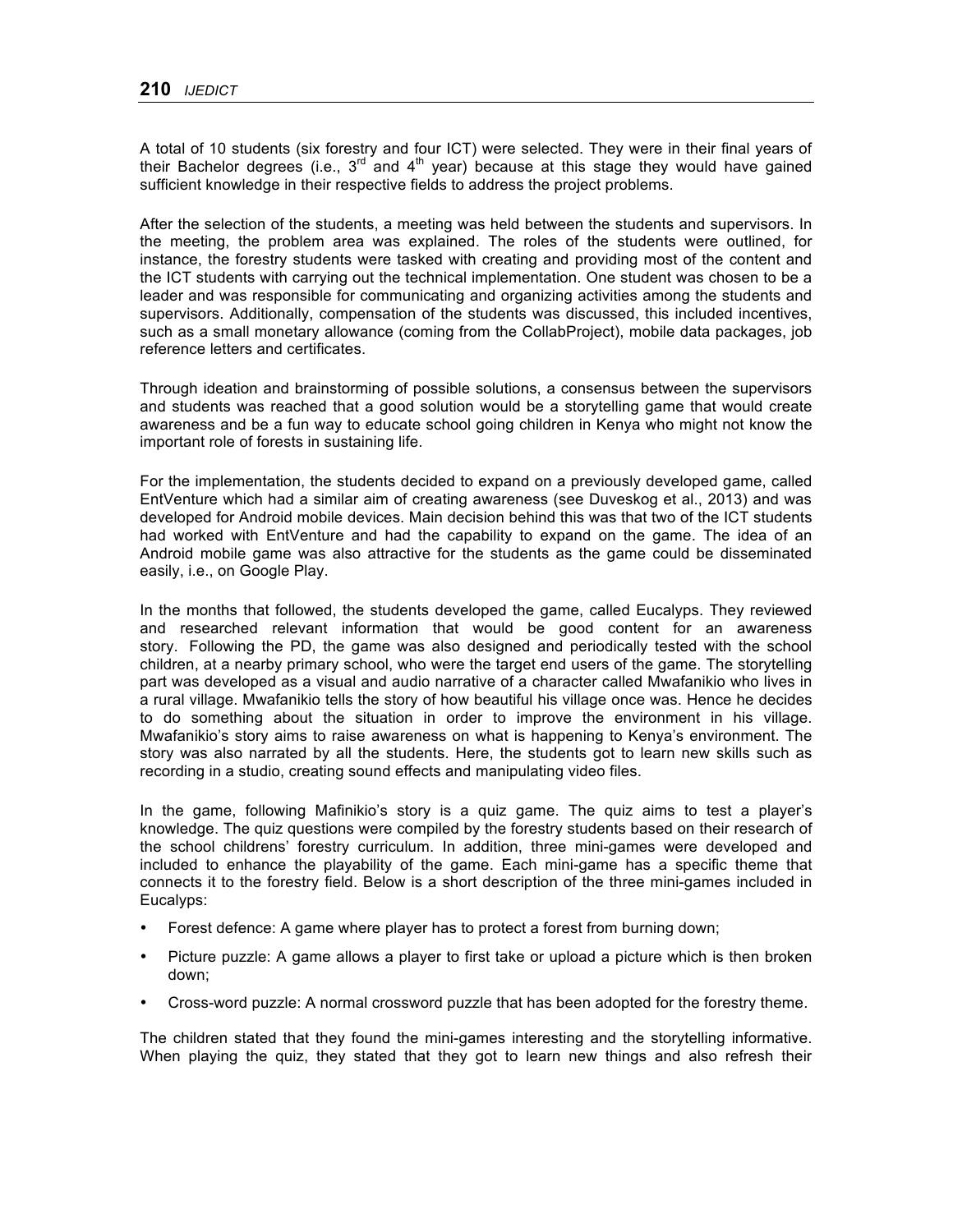A total of 10 students (six forestry and four ICT) were selected. They were in their final years of their Bachelor degrees (i.e., 3rd and 4th year) because at this stage they would have gained sufficient knowledge in their respective fields to address the project problems.

After the selection of the students, a meeting was held between the students and supervisors. In the meeting, the problem area was explained. The roles of the students were outlined, for instance, the forestry students were tasked with creating and providing most of the content and the ICT students with carrying out the technical implementation. One student was chosen to be a leader and was responsible for communicating and organizing activities among the students and supervisors. Additionally, compensation of the students was discussed, this included incentives, such as a small monetary allowance (coming from the CollabProject), mobile data packages, job reference letters and certificates.

Through ideation and brainstorming of possible solutions, a consensus between the supervisors and students was reached that a good solution would be a storytelling game that would create awareness and be a fun way to educate school going children in Kenya who might not know the important role of forests in sustaining life.

For the implementation, the students decided to expand on a previously developed game, called EntVenture which had a similar aim of creating awareness (see Duveskog et al., 2013) and was developed for Android mobile devices. Main decision behind this was that two of the ICT students had worked with EntVenture and had the capability to expand on the game. The idea of an Android mobile game was also attractive for the students as the game could be disseminated easily, i.e., on Google Play.

In the months that followed, the students developed the game, called Eucalyps. They reviewed and researched relevant information that would be good content for an awareness story. Following the PD, the game was also designed and periodically tested with the school children, at a nearby primary school, who were the target end users of the game. The storytelling part was developed as a visual and audio narrative of a character called Mwafanikio who lives in a rural village. Mwafanikio tells the story of how beautiful his village once was. Hence he decides to do something about the situation in order to improve the environment in his village. Mwafanikio's story aims to raise awareness on what is happening to Kenya's environment. The story was also narrated by all the students. Here, the students got to learn new skills such as recording in a studio, creating sound effects and manipulating video files.

In the game, following Mafinikio's story is a quiz game. The quiz aims to test a player's knowledge. The quiz questions were compiled by the forestry students based on their research of the school childrens' forestry curriculum. In addition, three mini-games were developed and included to enhance the playability of the game. Each mini-game has a specific theme that connects it to the forestry field. Below is a short description of the three mini-games included in Eucalyps:

- Forest defence: A game where player has to protect a forest from burning down;
- Picture puzzle: A game allows a player to first take or upload a picture which is then broken down;
- Cross-word puzzle: A normal crossword puzzle that has been adopted for the forestry theme.

The children stated that they found the mini-games interesting and the storytelling informative. When playing the quiz, they stated that they got to learn new things and also refresh their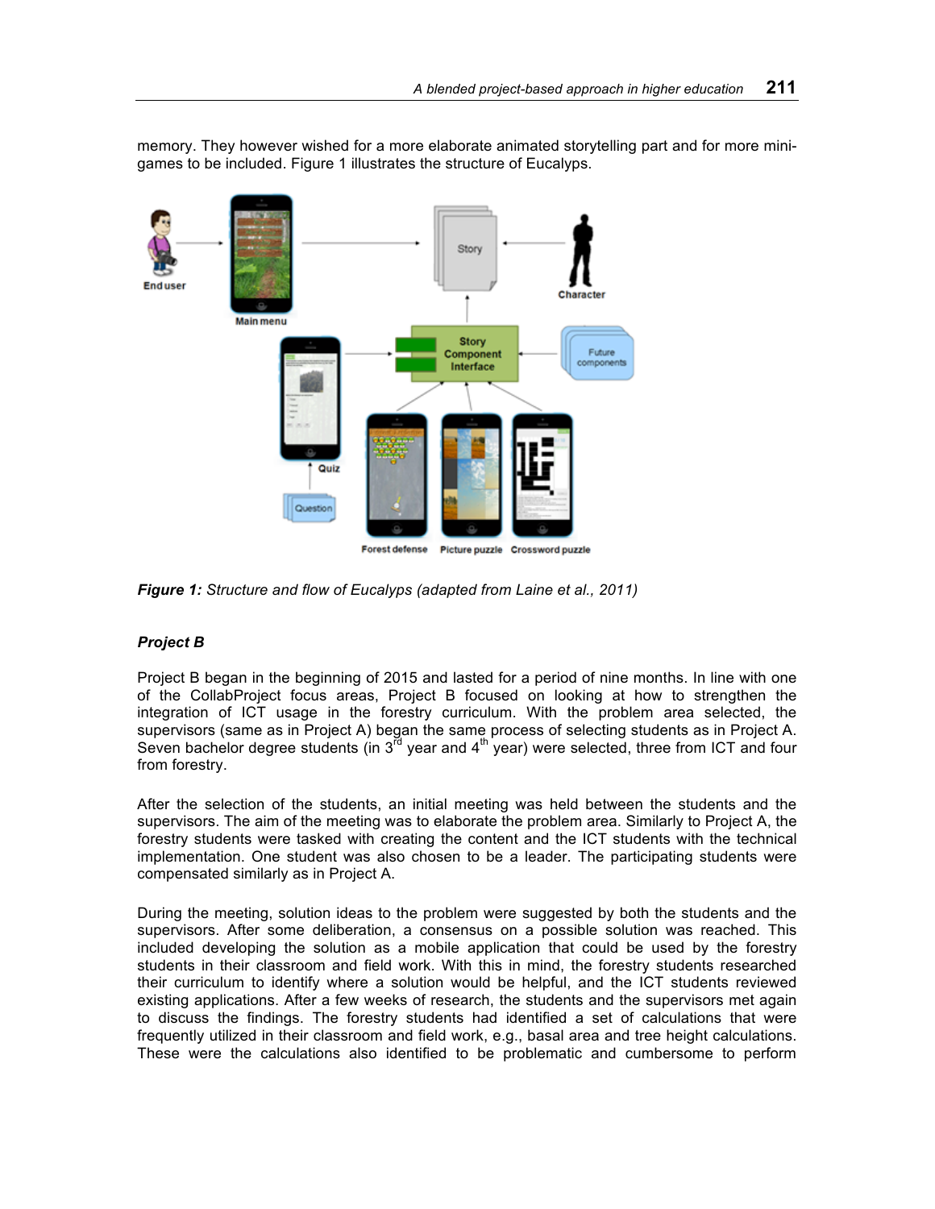memory. They however wished for a more elaborate animated storytelling part and for more mini-games to be included. Figure 1 illustrates the structure of Eucalyps.

***Figure 1:*** *Structure and flow of Eucalyps (adapted from Laine et al., 2011)*

### *Project B*

Project B began in the beginning of 2015 and lasted for a period of nine months. In line with one of the CollabProject focus areas, Project B focused on looking at how to strengthen the integration of ICT usage in the forestry curriculum. With the problem area selected, the supervisors (same as in Project A) began the same process of selecting students as in Project A. Seven bachelor degree students (in 3rd year and 4th year) were selected, three from ICT and four from forestry.

After the selection of the students, an initial meeting was held between the students and the supervisors. The aim of the meeting was to elaborate the problem area. Similarly to Project A, the forestry students were tasked with creating the content and the ICT students with the technical implementation. One student was also chosen to be a leader. The participating students were compensated similarly as in Project A.

During the meeting, solution ideas to the problem were suggested by both the students and the supervisors. After some deliberation, a consensus on a possible solution was reached. This included developing the solution as a mobile application that could be used by the forestry students in their classroom and field work. With this in mind, the forestry students researched their curriculum to identify where a solution would be helpful, and the ICT students reviewed existing applications. After a few weeks of research, the students and the supervisors met again to discuss the findings. The forestry students had identified a set of calculations that were frequently utilized in their classroom and field work, e.g., basal area and tree height calculations. These were the calculations also identified to be problematic and cumbersome to perform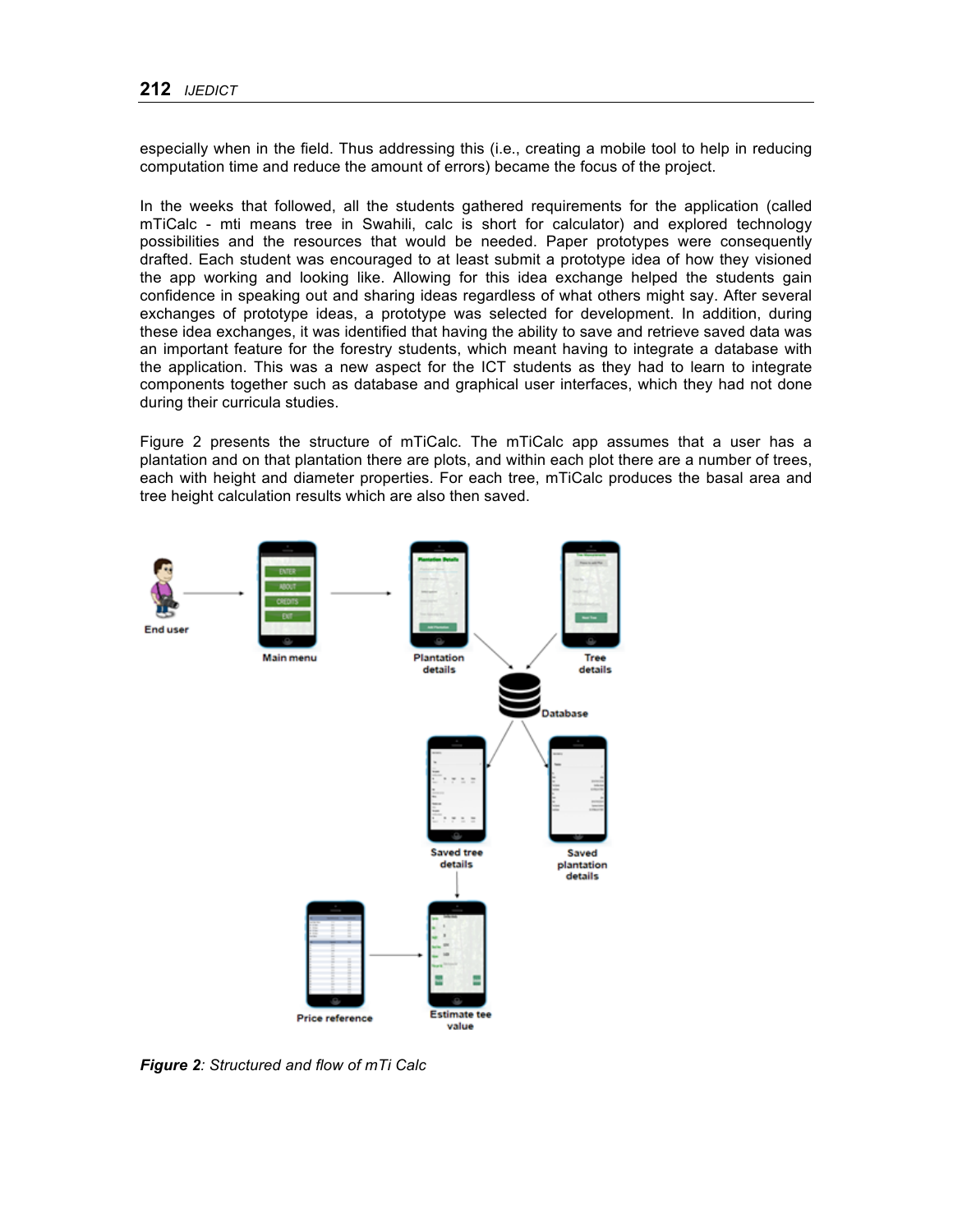especially when in the field. Thus addressing this (i.e., creating a mobile tool to help in reducing computation time and reduce the amount of errors) became the focus of the project.

In the weeks that followed, all the students gathered requirements for the application (called mTiCalc - mti means tree in Swahili, calc is short for calculator) and explored technology possibilities and the resources that would be needed. Paper prototypes were consequently drafted. Each student was encouraged to at least submit a prototype idea of how they visioned the app working and looking like. Allowing for this idea exchange helped the students gain confidence in speaking out and sharing ideas regardless of what others might say. After several exchanges of prototype ideas, a prototype was selected for development. In addition, during these idea exchanges, it was identified that having the ability to save and retrieve saved data was an important feature for the forestry students, which meant having to integrate a database with the application. This was a new aspect for the ICT students as they had to learn to integrate components together such as database and graphical user interfaces, which they had not done during their curricula studies.

Figure 2 presents the structure of mTiCalc. The mTiCalc app assumes that a user has a plantation and on that plantation there are plots, and within each plot there are a number of trees, each with height and diameter properties. For each tree, mTiCalc produces the basal area and tree height calculation results which are also then saved.

***Figure 2**: Structured and flow of mTi Calc*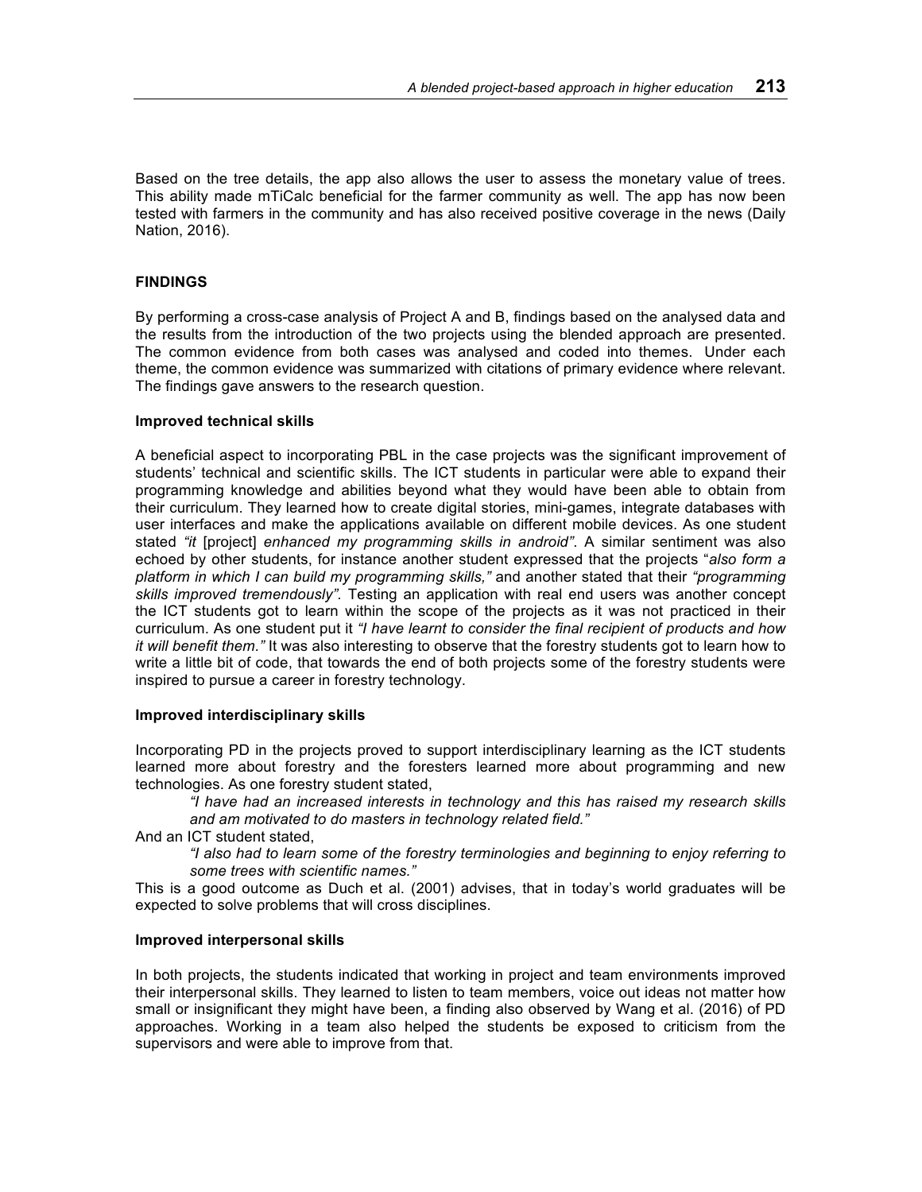Based on the tree details, the app also allows the user to assess the monetary value of trees. This ability made mTiCalc beneficial for the farmer community as well. The app has now been tested with farmers in the community and has also received positive coverage in the news (Daily Nation, 2016).

## FINDINGS

By performing a cross-case analysis of Project A and B, findings based on the analysed data and the results from the introduction of the two projects using the blended approach are presented. The common evidence from both cases was analysed and coded into themes. Under each theme, the common evidence was summarized with citations of primary evidence where relevant. The findings gave answers to the research question.

### Improved technical skills

A beneficial aspect to incorporating PBL in the case projects was the significant improvement of students' technical and scientific skills. The ICT students in particular were able to expand their programming knowledge and abilities beyond what they would have been able to obtain from their curriculum. They learned how to create digital stories, mini-games, integrate databases with user interfaces and make the applications available on different mobile devices. As one student stated *"it* [project] *enhanced my programming skills in android"*. A similar sentiment was also echoed by other students, for instance another student expressed that the projects "*also form a platform in which I can build my programming skills,"* and another stated that their *"programming skills improved tremendously"*. Testing an application with real end users was another concept the ICT students got to learn within the scope of the projects as it was not practiced in their curriculum. As one student put it *"I have learnt to consider the final recipient of products and how it will benefit them."* It was also interesting to observe that the forestry students got to learn how to write a little bit of code, that towards the end of both projects some of the forestry students were inspired to pursue a career in forestry technology.

### Improved interdisciplinary skills

Incorporating PD in the projects proved to support interdisciplinary learning as the ICT students learned more about forestry and the foresters learned more about programming and new technologies. As one forestry student stated,

> *"I have had an increased interests in technology and this has raised my research skills and am motivated to do masters in technology related field."*

And an ICT student stated,

> *"I also had to learn some of the forestry terminologies and beginning to enjoy referring to some trees with scientific names."*

This is a good outcome as Duch et al. (2001) advises, that in today's world graduates will be expected to solve problems that will cross disciplines.

### Improved interpersonal skills

In both projects, the students indicated that working in project and team environments improved their interpersonal skills. They learned to listen to team members, voice out ideas not matter how small or insignificant they might have been, a finding also observed by Wang et al. (2016) of PD approaches. Working in a team also helped the students be exposed to criticism from the supervisors and were able to improve from that.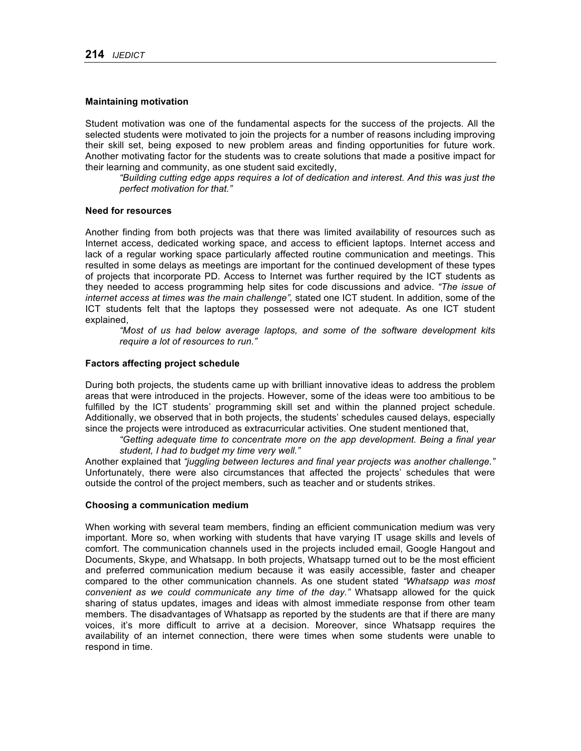**Maintaining motivation**

Student motivation was one of the fundamental aspects for the success of the projects. All the selected students were motivated to join the projects for a number of reasons including improving their skill set, being exposed to new problem areas and finding opportunities for future work. Another motivating factor for the students was to create solutions that made a positive impact for their learning and community, as one student said excitedly,

> *"Building cutting edge apps requires a lot of dedication and interest. And this was just the perfect motivation for that."*

**Need for resources**

Another finding from both projects was that there was limited availability of resources such as Internet access, dedicated working space, and access to efficient laptops. Internet access and lack of a regular working space particularly affected routine communication and meetings. This resulted in some delays as meetings are important for the continued development of these types of projects that incorporate PD. Access to Internet was further required by the ICT students as they needed to access programming help sites for code discussions and advice. *"The issue of internet access at times was the main challenge",* stated one ICT student. In addition, some of the ICT students felt that the laptops they possessed were not adequate. As one ICT student explained,

> *"Most of us had below average laptops, and some of the software development kits require a lot of resources to run."*

**Factors affecting project schedule**

During both projects, the students came up with brilliant innovative ideas to address the problem areas that were introduced in the projects. However, some of the ideas were too ambitious to be fulfilled by the ICT students' programming skill set and within the planned project schedule. Additionally, we observed that in both projects, the students' schedules caused delays, especially since the projects were introduced as extracurricular activities. One student mentioned that,

> *"Getting adequate time to concentrate more on the app development. Being a final year student, I had to budget my time very well."*

Another explained that *"juggling between lectures and final year projects was another challenge."* Unfortunately, there were also circumstances that affected the projects' schedules that were outside the control of the project members, such as teacher and or students strikes.

**Choosing a communication medium**

When working with several team members, finding an efficient communication medium was very important. More so, when working with students that have varying IT usage skills and levels of comfort. The communication channels used in the projects included email, Google Hangout and Documents, Skype, and Whatsapp. In both projects, Whatsapp turned out to be the most efficient and preferred communication medium because it was easily accessible, faster and cheaper compared to the other communication channels. As one student stated *"Whatsapp was most convenient as we could communicate any time of the day."* Whatsapp allowed for the quick sharing of status updates, images and ideas with almost immediate response from other team members. The disadvantages of Whatsapp as reported by the students are that if there are many voices, it's more difficult to arrive at a decision. Moreover, since Whatsapp requires the availability of an internet connection, there were times when some students were unable to respond in time.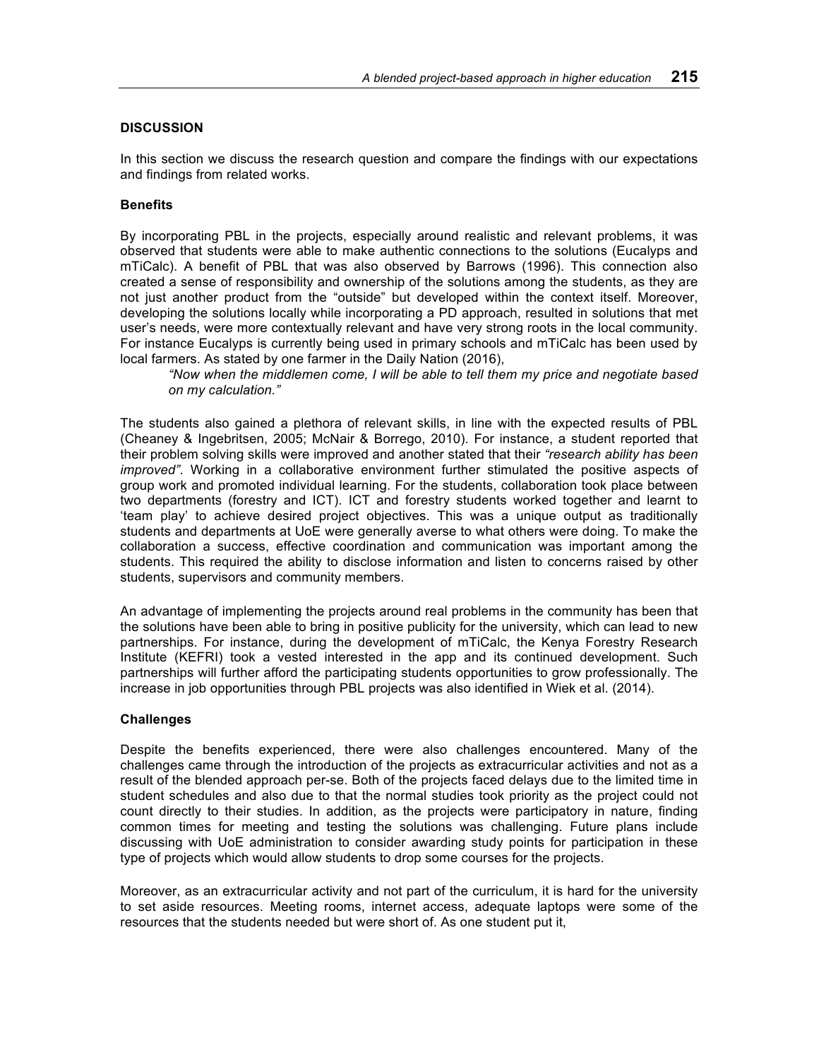## DISCUSSION

In this section we discuss the research question and compare the findings with our expectations and findings from related works.

### Benefits

By incorporating PBL in the projects, especially around realistic and relevant problems, it was observed that students were able to make authentic connections to the solutions (Eucalyps and mTiCalc). A benefit of PBL that was also observed by Barrows (1996). This connection also created a sense of responsibility and ownership of the solutions among the students, as they are not just another product from the "outside" but developed within the context itself. Moreover, developing the solutions locally while incorporating a PD approach, resulted in solutions that met user's needs, were more contextually relevant and have very strong roots in the local community. For instance Eucalyps is currently being used in primary schools and mTiCalc has been used by local farmers. As stated by one farmer in the Daily Nation (2016),

> *"Now when the middlemen come, I will be able to tell them my price and negotiate based on my calculation."*

The students also gained a plethora of relevant skills, in line with the expected results of PBL (Cheaney & Ingebritsen, 2005; McNair & Borrego, 2010). For instance, a student reported that their problem solving skills were improved and another stated that their *"research ability has been improved"*. Working in a collaborative environment further stimulated the positive aspects of group work and promoted individual learning. For the students, collaboration took place between two departments (forestry and ICT). ICT and forestry students worked together and learnt to 'team play' to achieve desired project objectives. This was a unique output as traditionally students and departments at UoE were generally averse to what others were doing. To make the collaboration a success, effective coordination and communication was important among the students. This required the ability to disclose information and listen to concerns raised by other students, supervisors and community members.

An advantage of implementing the projects around real problems in the community has been that the solutions have been able to bring in positive publicity for the university, which can lead to new partnerships. For instance, during the development of mTiCalc, the Kenya Forestry Research Institute (KEFRI) took a vested interested in the app and its continued development. Such partnerships will further afford the participating students opportunities to grow professionally. The increase in job opportunities through PBL projects was also identified in Wiek et al. (2014).

### Challenges

Despite the benefits experienced, there were also challenges encountered. Many of the challenges came through the introduction of the projects as extracurricular activities and not as a result of the blended approach per-se. Both of the projects faced delays due to the limited time in student schedules and also due to that the normal studies took priority as the project could not count directly to their studies. In addition, as the projects were participatory in nature, finding common times for meeting and testing the solutions was challenging. Future plans include discussing with UoE administration to consider awarding study points for participation in these type of projects which would allow students to drop some courses for the projects.

Moreover, as an extracurricular activity and not part of the curriculum, it is hard for the university to set aside resources. Meeting rooms, internet access, adequate laptops were some of the resources that the students needed but were short of. As one student put it,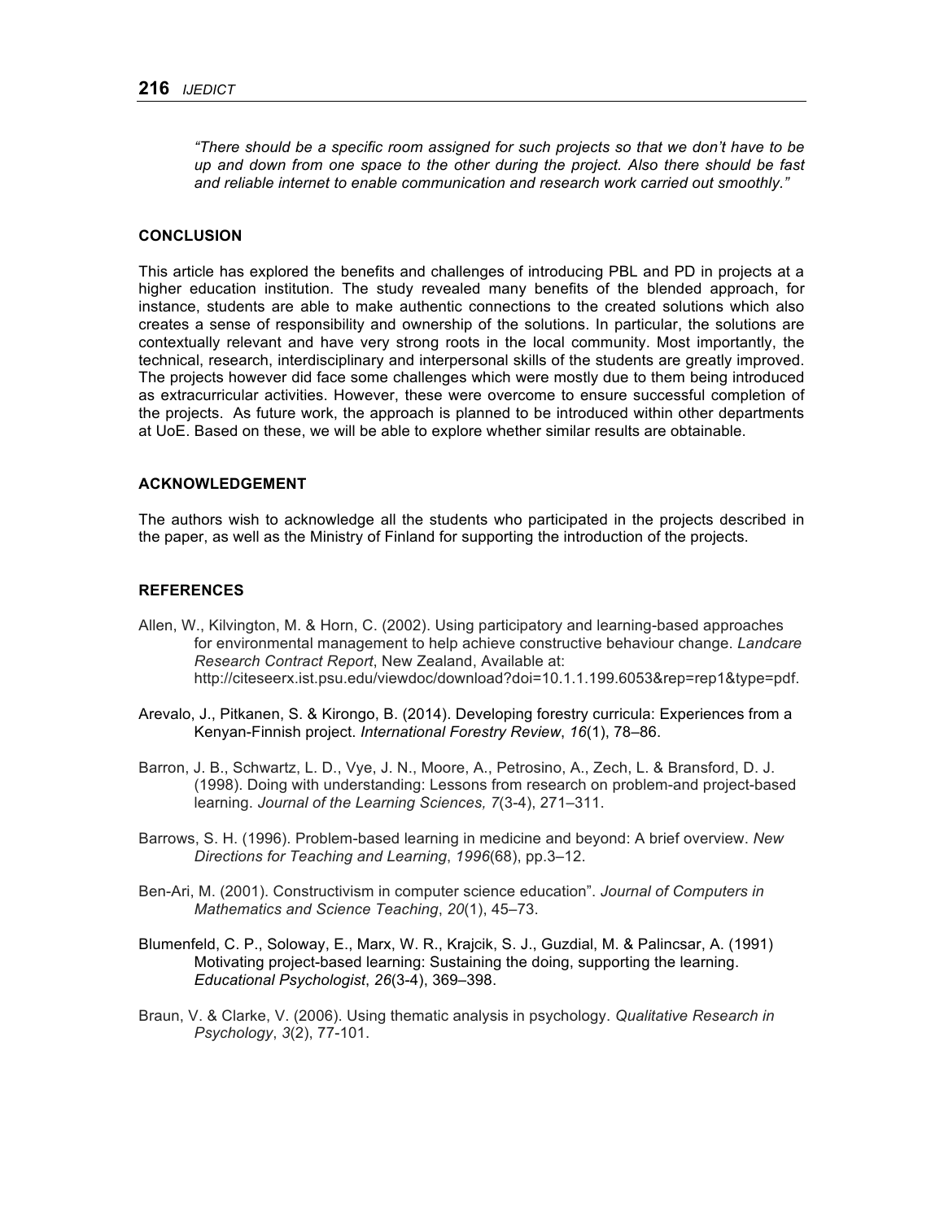*"There should be a specific room assigned for such projects so that we don't have to be up and down from one space to the other during the project. Also there should be fast and reliable internet to enable communication and research work carried out smoothly."*

## CONCLUSION

This article has explored the benefits and challenges of introducing PBL and PD in projects at a higher education institution. The study revealed many benefits of the blended approach, for instance, students are able to make authentic connections to the created solutions which also creates a sense of responsibility and ownership of the solutions. In particular, the solutions are contextually relevant and have very strong roots in the local community. Most importantly, the technical, research, interdisciplinary and interpersonal skills of the students are greatly improved. The projects however did face some challenges which were mostly due to them being introduced as extracurricular activities. However, these were overcome to ensure successful completion of the projects. As future work, the approach is planned to be introduced within other departments at UoE. Based on these, we will be able to explore whether similar results are obtainable.

## ACKNOWLEDGEMENT

The authors wish to acknowledge all the students who participated in the projects described in the paper, as well as the Ministry of Finland for supporting the introduction of the projects.

## REFERENCES

Allen, W., Kilvington, M. & Horn, C. (2002). Using participatory and learning-based approaches for environmental management to help achieve constructive behaviour change. *Landcare Research Contract Report*, New Zealand, Available at: http://citeseerx.ist.psu.edu/viewdoc/download?doi=10.1.1.199.6053&rep=rep1&type=pdf.

Arevalo, J., Pitkanen, S. & Kirongo, B. (2014). Developing forestry curricula: Experiences from a Kenyan-Finnish project. *International Forestry Review*, *16*(1), 78–86.

Barron, J. B., Schwartz, L. D., Vye, J. N., Moore, A., Petrosino, A., Zech, L. & Bransford, D. J. (1998). Doing with understanding: Lessons from research on problem-and project-based learning. *Journal of the Learning Sciences, 7*(3-4), 271–311.

Barrows, S. H. (1996). Problem-based learning in medicine and beyond: A brief overview. *New Directions for Teaching and Learning*, *1996*(68), pp.3–12.

Ben-Ari, M. (2001). Constructivism in computer science education". *Journal of Computers in Mathematics and Science Teaching*, *20*(1), 45–73.

Blumenfeld, C. P., Soloway, E., Marx, W. R., Krajcik, S. J., Guzdial, M. & Palincsar, A. (1991) Motivating project-based learning: Sustaining the doing, supporting the learning. *Educational Psychologist*, *26*(3-4), 369–398.

Braun, V. & Clarke, V. (2006). Using thematic analysis in psychology. *Qualitative Research in Psychology*, *3*(2), 77-101.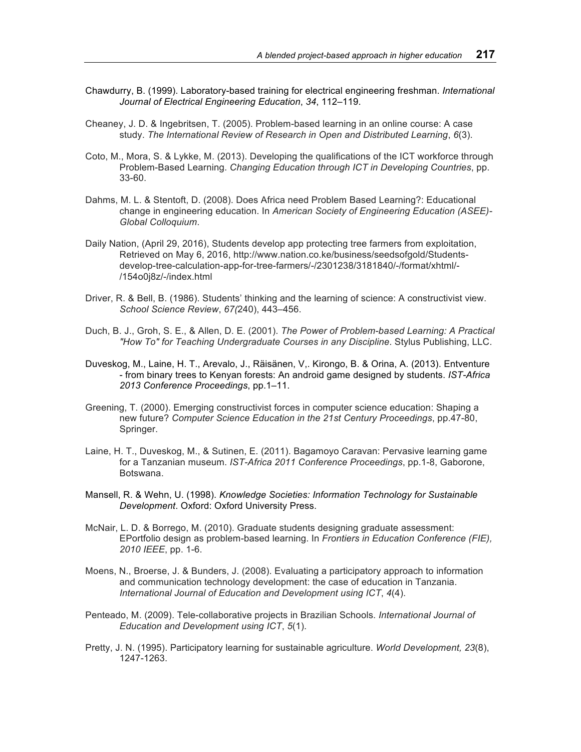Chawdurry, B. (1999). Laboratory-based training for electrical engineering freshman. *International Journal of Electrical Engineering Education*, *34*, 112–119.

Cheaney, J. D. & Ingebritsen, T. (2005). Problem-based learning in an online course: A case study. *The International Review of Research in Open and Distributed Learning*, *6*(3).

Coto, M., Mora, S. & Lykke, M. (2013). Developing the qualifications of the ICT workforce through Problem-Based Learning. *Changing Education through ICT in Developing Countries*, pp. 33-60.

Dahms, M. L. & Stentoft, D. (2008). Does Africa need Problem Based Learning?: Educational change in engineering education. In *American Society of Engineering Education (ASEE)-Global Colloquium*.

Daily Nation, (April 29, 2016), Students develop app protecting tree farmers from exploitation, Retrieved on May 6, 2016, http://www.nation.co.ke/business/seedsofgold/Students-develop-tree-calculation-app-for-tree-farmers/-/2301238/3181840/-/format/xhtml/-/154o0j8z/-/index.html

Driver, R. & Bell, B. (1986). Students' thinking and the learning of science: A constructivist view. *School Science Review*, *67(*240), 443–456.

Duch, B. J., Groh, S. E., & Allen, D. E. (2001). *The Power of Problem-based Learning: A Practical "How To" for Teaching Undergraduate Courses in any Discipline*. Stylus Publishing, LLC.

Duveskog, M., Laine, H. T., Arevalo, J., Räisänen, V,. Kirongo, B. & Orina, A. (2013). Entventure - from binary trees to Kenyan forests: An android game designed by students. *IST-Africa 2013 Conference Proceedings*, pp.1–11.

Greening, T. (2000). Emerging constructivist forces in computer science education: Shaping a new future? *Computer Science Education in the 21st Century Proceedings*, pp.47-80, Springer.

Laine, H. T., Duveskog, M., & Sutinen, E. (2011). Bagamoyo Caravan: Pervasive learning game for a Tanzanian museum. *IST-Africa 2011 Conference Proceedings*, pp.1-8, Gaborone, Botswana.

Mansell, R. & Wehn, U. (1998). *Knowledge Societies: Information Technology for Sustainable Development*. Oxford: Oxford University Press.

McNair, L. D. & Borrego, M. (2010). Graduate students designing graduate assessment: EPortfolio design as problem-based learning. In *Frontiers in Education Conference (FIE), 2010 IEEE*, pp. 1-6.

Moens, N., Broerse, J. & Bunders, J. (2008). Evaluating a participatory approach to information and communication technology development: the case of education in Tanzania. *International Journal of Education and Development using ICT*, *4*(4).

Penteado, M. (2009). Tele-collaborative projects in Brazilian Schools. *International Journal of Education and Development using ICT*, *5*(1).

Pretty, J. N. (1995). Participatory learning for sustainable agriculture. *World Development, 23*(8), 1247-1263.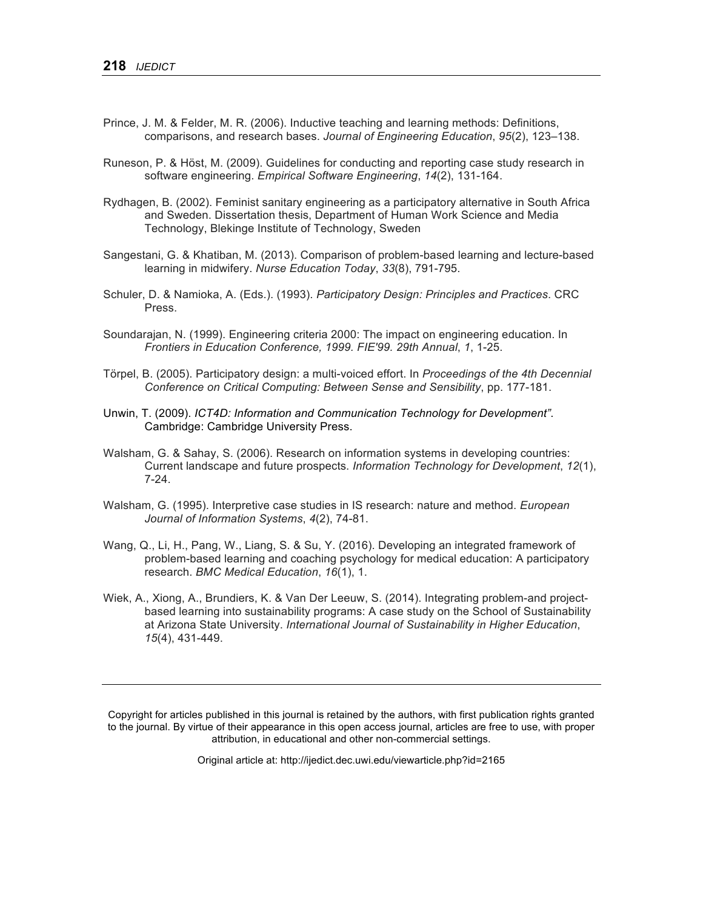Prince, J. M. & Felder, M. R. (2006). Inductive teaching and learning methods: Definitions, comparisons, and research bases. *Journal of Engineering Education*, *95*(2), 123–138.

Runeson, P. & Höst, M. (2009). Guidelines for conducting and reporting case study research in software engineering. *Empirical Software Engineering*, *14*(2), 131-164.

Rydhagen, B. (2002). Feminist sanitary engineering as a participatory alternative in South Africa and Sweden. Dissertation thesis, Department of Human Work Science and Media Technology, Blekinge Institute of Technology, Sweden

Sangestani, G. & Khatiban, M. (2013). Comparison of problem-based learning and lecture-based learning in midwifery. *Nurse Education Today*, *33*(8), 791-795.

Schuler, D. & Namioka, A. (Eds.). (1993). *Participatory Design: Principles and Practices*. CRC Press.

Soundarajan, N. (1999). Engineering criteria 2000: The impact on engineering education. In *Frontiers in Education Conference, 1999. FIE'99. 29th Annual*, *1*, 1-25.

Törpel, B. (2005). Participatory design: a multi-voiced effort. In *Proceedings of the 4th Decennial Conference on Critical Computing: Between Sense and Sensibility*, pp. 177-181.

Unwin, T. (2009). *ICT4D: Information and Communication Technology for Development"*. Cambridge: Cambridge University Press.

Walsham, G. & Sahay, S. (2006). Research on information systems in developing countries: Current landscape and future prospects. *Information Technology for Development*, *12*(1), 7-24.

Walsham, G. (1995). Interpretive case studies in IS research: nature and method. *European Journal of Information Systems*, *4*(2), 74-81.

Wang, Q., Li, H., Pang, W., Liang, S. & Su, Y. (2016). Developing an integrated framework of problem-based learning and coaching psychology for medical education: A participatory research. *BMC Medical Education*, *16*(1), 1.

Wiek, A., Xiong, A., Brundiers, K. & Van Der Leeuw, S. (2014). Integrating problem-and project-based learning into sustainability programs: A case study on the School of Sustainability at Arizona State University. *International Journal of Sustainability in Higher Education*, *15*(4), 431-449.

---

Copyright for articles published in this journal is retained by the authors, with first publication rights granted to the journal. By virtue of their appearance in this open access journal, articles are free to use, with proper attribution, in educational and other non-commercial settings.

Original article at: http://ijedict.dec.uwi.edu/viewarticle.php?id=2165